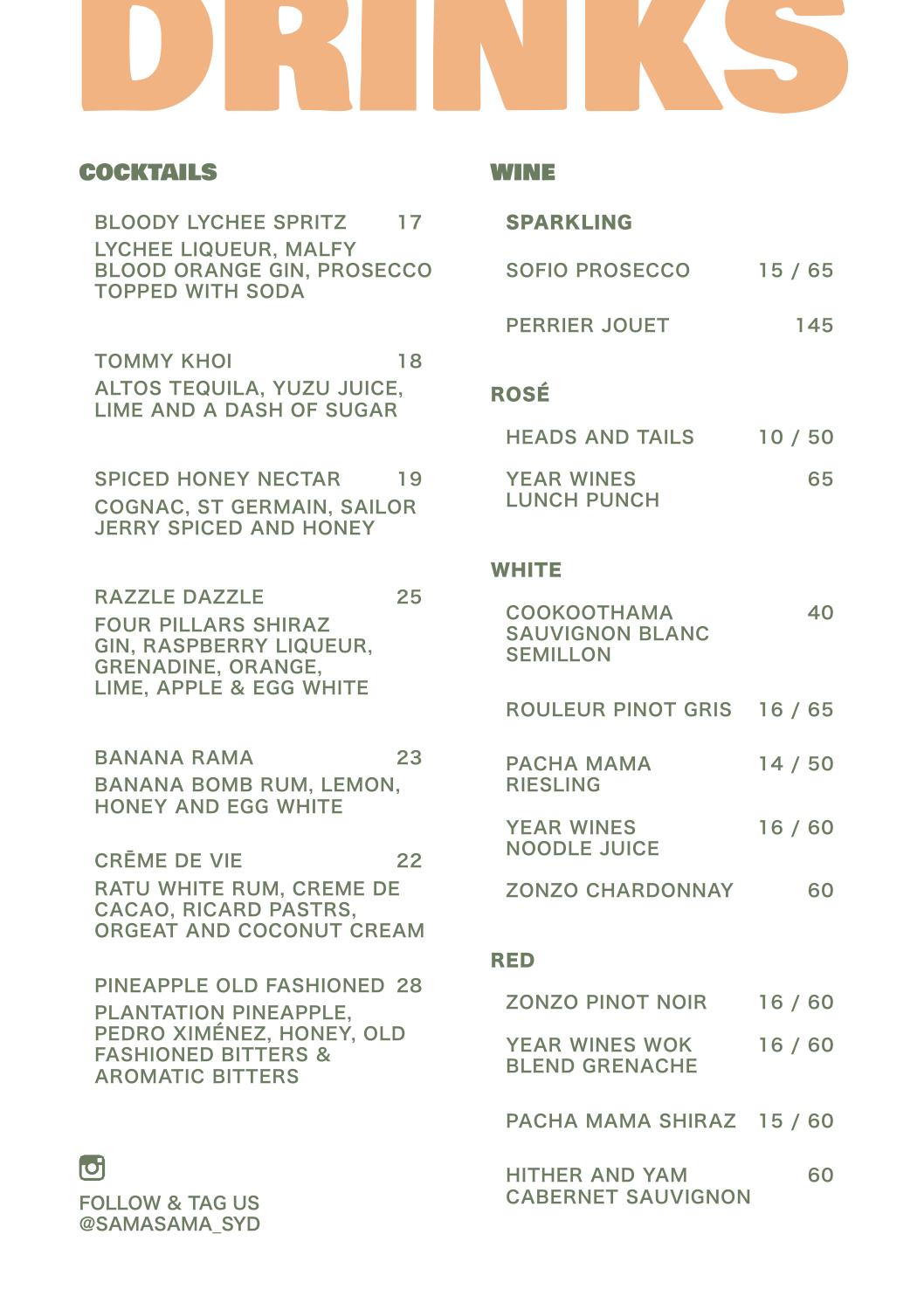# DRINKS

## COCKTAILS

**BLOODY LYCHEE SPRITZ** 17
LYCHEE LIQUEUR, MALFY BLOOD ORANGE GIN, PROSECCO TOPPED WITH SODA

**TOMMY KHOI** 18
ALTOS TEQUILA, YUZU JUICE, LIME AND A DASH OF SUGAR

**SPICED HONEY NECTAR** 19
COGNAC, ST GERMAIN, SAILOR JERRY SPICED AND HONEY

**RAZZLE DAZZLE** 25
FOUR PILLARS SHIRAZ GIN, RASPBERRY LIQUEUR, GRENADINE, ORANGE, LIME, APPLE & EGG WHITE

**BANANA RAMA** 23
BANANA BOMB RUM, LEMON, HONEY AND EGG WHITE

**CRĒME DE VIE** 22
RATU WHITE RUM, CREME DE CACAO, RICARD PASTRS, ORGEAT AND COCONUT CREAM

**PINEAPPLE OLD FASHIONED** 28
PLANTATION PINEAPPLE, PEDRO XIMÉNEZ, HONEY, OLD FASHIONED BITTERS & AROMATIC BITTERS

FOLLOW & TAG US
@SAMASAMA_SYD

## WINE

### SPARKLING

| | |
|---|---|
| SOFIO PROSECCO | 15 / 65 |
| PERRIER JOUET | 145 |

### ROSÉ

| | |
|---|---|
| HEADS AND TAILS | 10 / 50 |
| YEAR WINES LUNCH PUNCH | 65 |

### WHITE

| | |
|---|---|
| COOKOOTHAMA SAUVIGNON BLANC SEMILLON | 40 |
| ROULEUR PINOT GRIS | 16 / 65 |
| PACHA MAMA RIESLING | 14 / 50 |
| YEAR WINES NOODLE JUICE | 16 / 60 |
| ZONZO CHARDONNAY | 60 |

### RED

| | |
|---|---|
| ZONZO PINOT NOIR | 16 / 60 |
| YEAR WINES WOK BLEND GRENACHE | 16 / 60 |
| PACHA MAMA SHIRAZ | 15 / 60 |
| HITHER AND YAM CABERNET SAUVIGNON | 60 |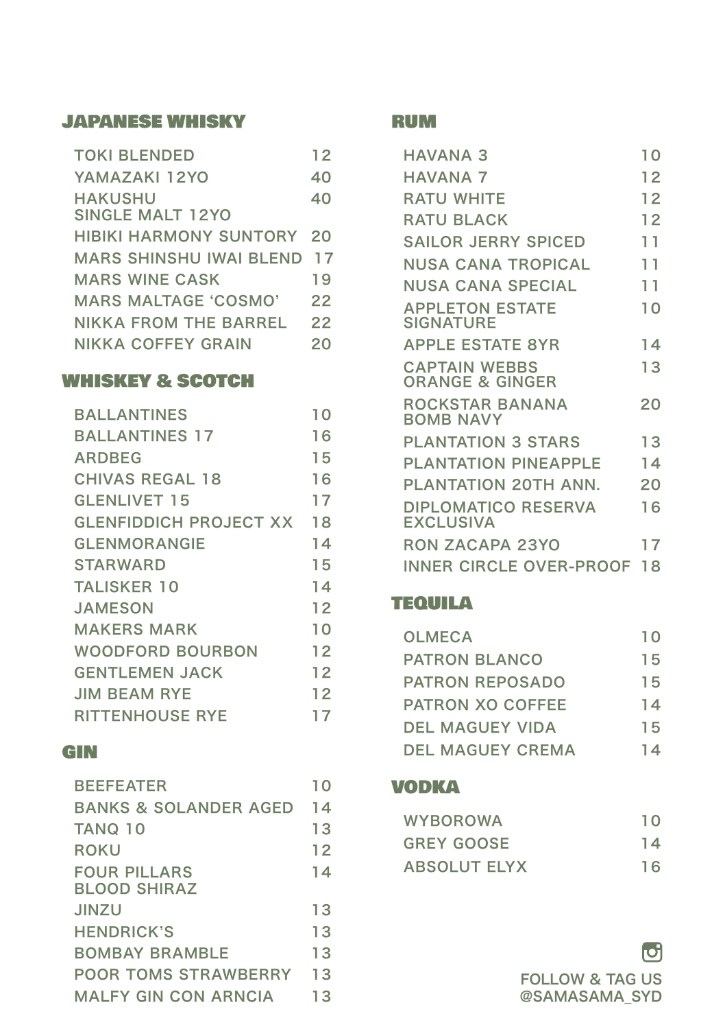## JAPANESE WHISKY

| | |
|---|---|
| TOKI BLENDED | 12 |
| YAMAZAKI 12YO | 40 |
| HAKUSHU SINGLE MALT 12YO | 40 |
| HIBIKI HARMONY SUNTORY | 20 |
| MARS SHINSHU IWAI BLEND | 17 |
| MARS WINE CASK | 19 |
| MARS MALTAGE 'COSMO' | 22 |
| NIKKA FROM THE BARREL | 22 |
| NIKKA COFFEY GRAIN | 20 |

## WHISKEY & SCOTCH

| | |
|---|---|
| BALLANTINES | 10 |
| BALLANTINES 17 | 16 |
| ARDBEG | 15 |
| CHIVAS REGAL 18 | 16 |
| GLENLIVET 15 | 17 |
| GLENFIDDICH PROJECT XX | 18 |
| GLENMORANGIE | 14 |
| STARWARD | 15 |
| TALISKER 10 | 14 |
| JAMESON | 12 |
| MAKERS MARK | 10 |
| WOODFORD BOURBON | 12 |
| GENTLEMEN JACK | 12 |
| JIM BEAM RYE | 12 |
| RITTENHOUSE RYE | 17 |

## GIN

| | |
|---|---|
| BEEFEATER | 10 |
| BANKS & SOLANDER AGED | 14 |
| TANQ 10 | 13 |
| ROKU | 12 |
| FOUR PILLARS BLOOD SHIRAZ | 14 |
| JINZU | 13 |
| HENDRICK'S | 13 |
| BOMBAY BRAMBLE | 13 |
| POOR TOMS STRAWBERRY | 13 |
| MALFY GIN CON ARNCIA | 13 |

## RUM

| | |
|---|---|
| HAVANA 3 | 10 |
| HAVANA 7 | 12 |
| RATU WHITE | 12 |
| RATU BLACK | 12 |
| SAILOR JERRY SPICED | 11 |
| NUSA CANA TROPICAL | 11 |
| NUSA CANA SPECIAL | 11 |
| APPLETON ESTATE SIGNATURE | 10 |
| APPLE ESTATE 8YR | 14 |
| CAPTAIN WEBBS ORANGE & GINGER | 13 |
| ROCKSTAR BANANA BOMB NAVY | 20 |
| PLANTATION 3 STARS | 13 |
| PLANTATION PINEAPPLE | 14 |
| PLANTATION 20TH ANN. | 20 |
| DIPLOMATICO RESERVA EXCLUSIVA | 16 |
| RON ZACAPA 23YO | 17 |
| INNER CIRCLE OVER-PROOF | 18 |

## TEQUILA

| | |
|---|---|
| OLMECA | 10 |
| PATRON BLANCO | 15 |
| PATRON REPOSADO | 15 |
| PATRON XO COFFEE | 14 |
| DEL MAGUEY VIDA | 15 |
| DEL MAGUEY CREMA | 14 |

## VODKA

| | |
|---|---|
| WYBOROWA | 10 |
| GREY GOOSE | 14 |
| ABSOLUT ELYX | 16 |

FOLLOW & TAG US
@SAMASAMA_SYD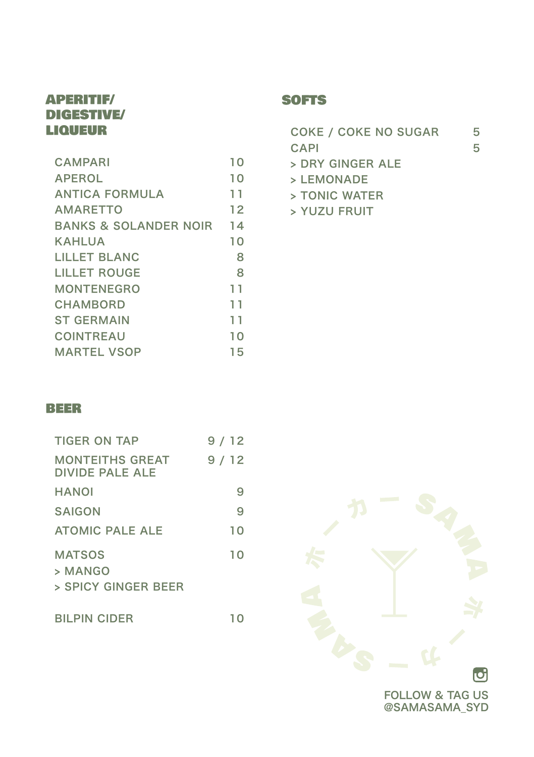## APERITIF/ DIGESTIVE/ LIQUEUR

| | |
|---|---|
| CAMPARI | 10 |
| APEROL | 10 |
| ANTICA FORMULA | 11 |
| AMARETTO | 12 |
| BANKS & SOLANDER NOIR | 14 |
| KAHLUA | 10 |
| LILLET BLANC | 8 |
| LILLET ROUGE | 8 |
| MONTENEGRO | 11 |
| CHAMBORD | 11 |
| ST GERMAIN | 11 |
| COINTREAU | 10 |
| MARTEL VSOP | 15 |

## BEER

| | |
|---|---|
| TIGER ON TAP | 9 / 12 |
| MONTEITHS GREAT DIVIDE PALE ALE | 9 / 12 |
| HANOI | 9 |
| SAIGON | 9 |
| ATOMIC PALE ALE | 10 |
| MATSOS<br>> MANGO<br>> SPICY GINGER BEER | 10 |
| BILPIN CIDER | 10 |

## SOFTS

| | |
|---|---|
| COKE / COKE NO SUGAR | 5 |
| CAPI<br>> DRY GINGER ALE<br>> LEMONADE<br>> TONIC WATER<br>> YUZU FRUIT | 5 |

FOLLOW & TAG US
@SAMASAMA_SYD